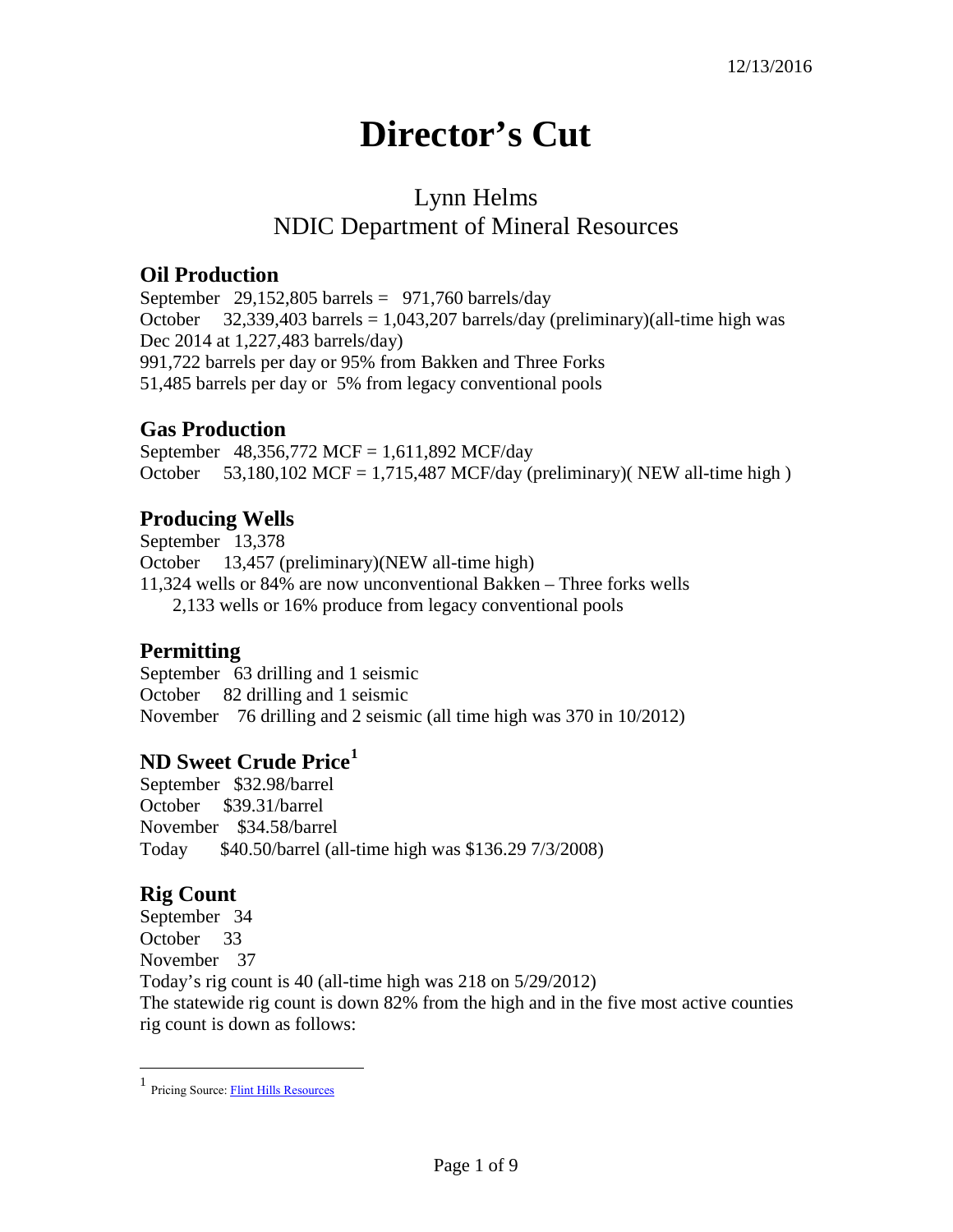12/13/2016

# Director's Cut

## Lynn Helms
## NDIC Department of Mineral Resources

### Oil Production

September 29,152,805 barrels = 971,760 barrels/day
October 32,339,403 barrels = 1,043,207 barrels/day (preliminary)(all-time high was Dec 2014 at 1,227,483 barrels/day)
991,722 barrels per day or 95% from Bakken and Three Forks
51,485 barrels per day or 5% from legacy conventional pools

### Gas Production

September 48,356,772 MCF = 1,611,892 MCF/day
October 53,180,102 MCF = 1,715,487 MCF/day (preliminary)( NEW all-time high )

### Producing Wells

September 13,378
October 13,457 (preliminary)(NEW all-time high)
11,324 wells or 84% are now unconventional Bakken – Three forks wells
2,133 wells or 16% produce from legacy conventional pools

### Permitting

September 63 drilling and 1 seismic
October 82 drilling and 1 seismic
November 76 drilling and 2 seismic (all time high was 370 in 10/2012)

### ND Sweet Crude Price[1]

September $32.98/barrel
October $39.31/barrel
November $34.58/barrel
Today $40.50/barrel (all-time high was $136.29 7/3/2008)

### Rig Count

September 34
October 33
November 37
Today's rig count is 40 (all-time high was 218 on 5/29/2012)
The statewide rig count is down 82% from the high and in the five most active counties rig count is down as follows:

[1] Pricing Source: Flint Hills Resources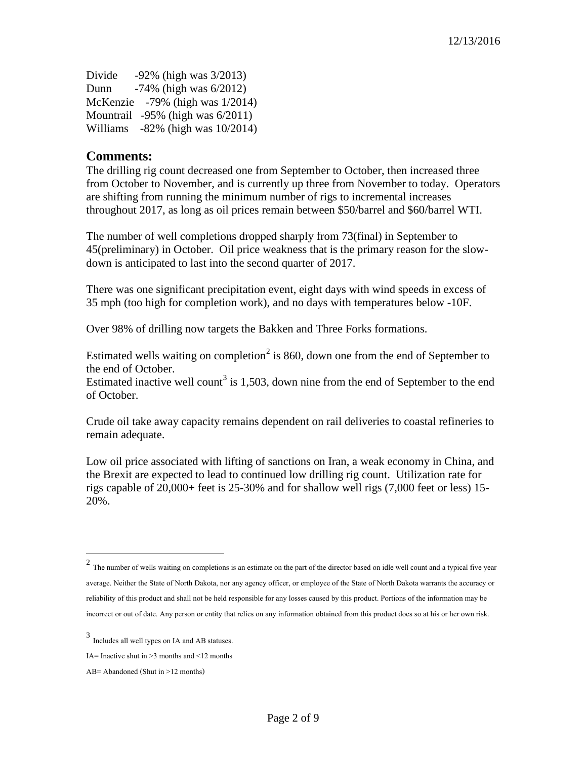Divide -92% (high was 3/2013)
Dunn -74% (high was 6/2012)
McKenzie -79% (high was 1/2014)
Mountrail -95% (high was 6/2011)
Williams -82% (high was 10/2014)

## Comments:

The drilling rig count decreased one from September to October, then increased three from October to November, and is currently up three from November to today. Operators are shifting from running the minimum number of rigs to incremental increases throughout 2017, as long as oil prices remain between $50/barrel and $60/barrel WTI.

The number of well completions dropped sharply from 73(final) in September to 45(preliminary) in October. Oil price weakness that is the primary reason for the slow-down is anticipated to last into the second quarter of 2017.

There was one significant precipitation event, eight days with wind speeds in excess of 35 mph (too high for completion work), and no days with temperatures below -10F.

Over 98% of drilling now targets the Bakken and Three Forks formations.

Estimated wells waiting on completion[2] is 860, down one from the end of September to the end of October.
Estimated inactive well count[3] is 1,503, down nine from the end of September to the end of October.

Crude oil take away capacity remains dependent on rail deliveries to coastal refineries to remain adequate.

Low oil price associated with lifting of sanctions on Iran, a weak economy in China, and the Brexit are expected to lead to continued low drilling rig count. Utilization rate for rigs capable of 20,000+ feet is 25-30% and for shallow well rigs (7,000 feet or less) 15-20%.

---

[2] The number of wells waiting on completions is an estimate on the part of the director based on idle well count and a typical five year average. Neither the State of North Dakota, nor any agency officer, or employee of the State of North Dakota warrants the accuracy or reliability of this product and shall not be held responsible for any losses caused by this product. Portions of the information may be incorrect or out of date. Any person or entity that relies on any information obtained from this product does so at his or her own risk.

[3] Includes all well types on IA and AB statuses.

IA= Inactive shut in >3 months and <12 months

AB= Abandoned (Shut in >12 months)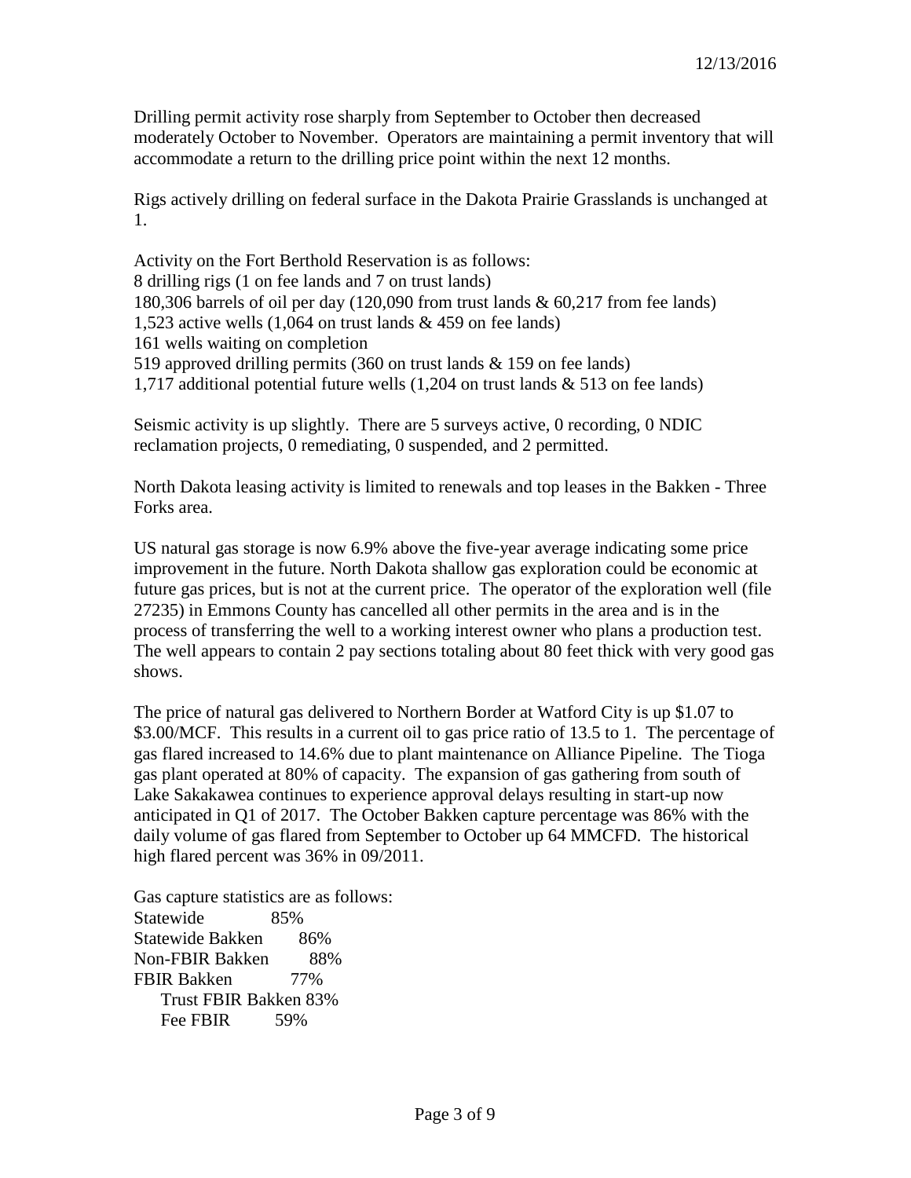Drilling permit activity rose sharply from September to October then decreased moderately October to November. Operators are maintaining a permit inventory that will accommodate a return to the drilling price point within the next 12 months.

Rigs actively drilling on federal surface in the Dakota Prairie Grasslands is unchanged at 1.

Activity on the Fort Berthold Reservation is as follows:
8 drilling rigs (1 on fee lands and 7 on trust lands)
180,306 barrels of oil per day (120,090 from trust lands & 60,217 from fee lands)
1,523 active wells (1,064 on trust lands & 459 on fee lands)
161 wells waiting on completion
519 approved drilling permits (360 on trust lands & 159 on fee lands)
1,717 additional potential future wells (1,204 on trust lands & 513 on fee lands)

Seismic activity is up slightly. There are 5 surveys active, 0 recording, 0 NDIC reclamation projects, 0 remediating, 0 suspended, and 2 permitted.

North Dakota leasing activity is limited to renewals and top leases in the Bakken - Three Forks area.

US natural gas storage is now 6.9% above the five-year average indicating some price improvement in the future. North Dakota shallow gas exploration could be economic at future gas prices, but is not at the current price. The operator of the exploration well (file 27235) in Emmons County has cancelled all other permits in the area and is in the process of transferring the well to a working interest owner who plans a production test. The well appears to contain 2 pay sections totaling about 80 feet thick with very good gas shows.

The price of natural gas delivered to Northern Border at Watford City is up $1.07 to $3.00/MCF. This results in a current oil to gas price ratio of 13.5 to 1. The percentage of gas flared increased to 14.6% due to plant maintenance on Alliance Pipeline. The Tioga gas plant operated at 80% of capacity. The expansion of gas gathering from south of Lake Sakakawea continues to experience approval delays resulting in start-up now anticipated in Q1 of 2017. The October Bakken capture percentage was 86% with the daily volume of gas flared from September to October up 64 MMCFD. The historical high flared percent was 36% in 09/2011.

Gas capture statistics are as follows:

| | |
|---|---|
| Statewide | 85% |
| Statewide Bakken | 86% |
| Non-FBIR Bakken | 88% |
| FBIR Bakken | 77% |
| Trust FBIR Bakken | 83% |
| Fee FBIR | 59% |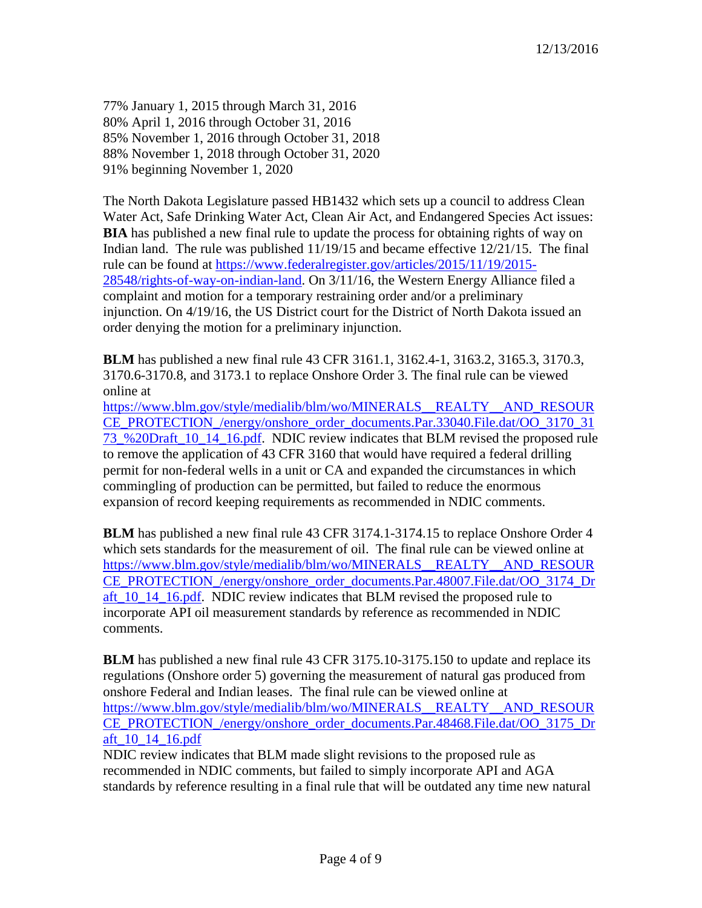77% January 1, 2015 through March 31, 2016
80% April 1, 2016 through October 31, 2016
85% November 1, 2016 through October 31, 2018
88% November 1, 2018 through October 31, 2020
91% beginning November 1, 2020

The North Dakota Legislature passed HB1432 which sets up a council to address Clean Water Act, Safe Drinking Water Act, Clean Air Act, and Endangered Species Act issues:
**BIA** has published a new final rule to update the process for obtaining rights of way on Indian land. The rule was published 11/19/15 and became effective 12/21/15. The final rule can be found at https://www.federalregister.gov/articles/2015/11/19/2015-28548/rights-of-way-on-indian-land. On 3/11/16, the Western Energy Alliance filed a complaint and motion for a temporary restraining order and/or a preliminary injunction. On 4/19/16, the US District court for the District of North Dakota issued an order denying the motion for a preliminary injunction.

**BLM** has published a new final rule 43 CFR 3161.1, 3162.4-1, 3163.2, 3165.3, 3170.3, 3170.6-3170.8, and 3173.1 to replace Onshore Order 3. The final rule can be viewed online at https://www.blm.gov/style/medialib/blm/wo/MINERALS__REALTY__AND_RESOURCE_PROTECTION_/energy/onshore_order_documents.Par.33040.File.dat/OO_3170_3173_%20Draft_10_14_16.pdf. NDIC review indicates that BLM revised the proposed rule to remove the application of 43 CFR 3160 that would have required a federal drilling permit for non-federal wells in a unit or CA and expanded the circumstances in which commingling of production can be permitted, but failed to reduce the enormous expansion of record keeping requirements as recommended in NDIC comments.

**BLM** has published a new final rule 43 CFR 3174.1-3174.15 to replace Onshore Order 4 which sets standards for the measurement of oil. The final rule can be viewed online at https://www.blm.gov/style/medialib/blm/wo/MINERALS__REALTY__AND_RESOURCE_PROTECTION_/energy/onshore_order_documents.Par.48007.File.dat/OO_3174_Draft_10_14_16.pdf. NDIC review indicates that BLM revised the proposed rule to incorporate API oil measurement standards by reference as recommended in NDIC comments.

**BLM** has published a new final rule 43 CFR 3175.10-3175.150 to update and replace its regulations (Onshore order 5) governing the measurement of natural gas produced from onshore Federal and Indian leases. The final rule can be viewed online at https://www.blm.gov/style/medialib/blm/wo/MINERALS__REALTY__AND_RESOURCE_PROTECTION_/energy/onshore_order_documents.Par.48468.File.dat/OO_3175_Draft_10_14_16.pdf
NDIC review indicates that BLM made slight revisions to the proposed rule as recommended in NDIC comments, but failed to simply incorporate API and AGA standards by reference resulting in a final rule that will be outdated any time new natural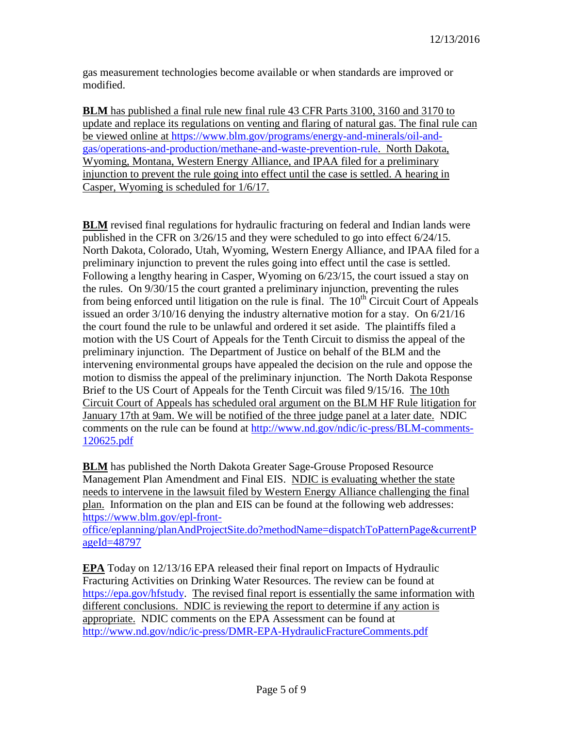gas measurement technologies become available or when standards are improved or modified.

**BLM** has published a final rule new final rule 43 CFR Parts 3100, 3160 and 3170 to update and replace its regulations on venting and flaring of natural gas. The final rule can be viewed online at https://www.blm.gov/programs/energy-and-minerals/oil-and-gas/operations-and-production/methane-and-waste-prevention-rule. North Dakota, Wyoming, Montana, Western Energy Alliance, and IPAA filed for a preliminary injunction to prevent the rule going into effect until the case is settled. A hearing in Casper, Wyoming is scheduled for 1/6/17.

**BLM** revised final regulations for hydraulic fracturing on federal and Indian lands were published in the CFR on 3/26/15 and they were scheduled to go into effect 6/24/15. North Dakota, Colorado, Utah, Wyoming, Western Energy Alliance, and IPAA filed for a preliminary injunction to prevent the rules going into effect until the case is settled. Following a lengthy hearing in Casper, Wyoming on 6/23/15, the court issued a stay on the rules. On 9/30/15 the court granted a preliminary injunction, preventing the rules from being enforced until litigation on the rule is final. The 10th Circuit Court of Appeals issued an order 3/10/16 denying the industry alternative motion for a stay. On 6/21/16 the court found the rule to be unlawful and ordered it set aside. The plaintiffs filed a motion with the US Court of Appeals for the Tenth Circuit to dismiss the appeal of the preliminary injunction. The Department of Justice on behalf of the BLM and the intervening environmental groups have appealed the decision on the rule and oppose the motion to dismiss the appeal of the preliminary injunction. The North Dakota Response Brief to the US Court of Appeals for the Tenth Circuit was filed 9/15/16. The 10th Circuit Court of Appeals has scheduled oral argument on the BLM HF Rule litigation for January 17th at 9am. We will be notified of the three judge panel at a later date. NDIC comments on the rule can be found at http://www.nd.gov/ndic/ic-press/BLM-comments-120625.pdf

**BLM** has published the North Dakota Greater Sage-Grouse Proposed Resource Management Plan Amendment and Final EIS. NDIC is evaluating whether the state needs to intervene in the lawsuit filed by Western Energy Alliance challenging the final plan. Information on the plan and EIS can be found at the following web addresses: https://www.blm.gov/epl-front-office/eplanning/planAndProjectSite.do?methodName=dispatchToPatternPage&currentPageId=48797

**EPA** Today on 12/13/16 EPA released their final report on Impacts of Hydraulic Fracturing Activities on Drinking Water Resources. The review can be found at https://epa.gov/hfstudy. The revised final report is essentially the same information with different conclusions. NDIC is reviewing the report to determine if any action is appropriate. NDIC comments on the EPA Assessment can be found at http://www.nd.gov/ndic/ic-press/DMR-EPA-HydraulicFractureComments.pdf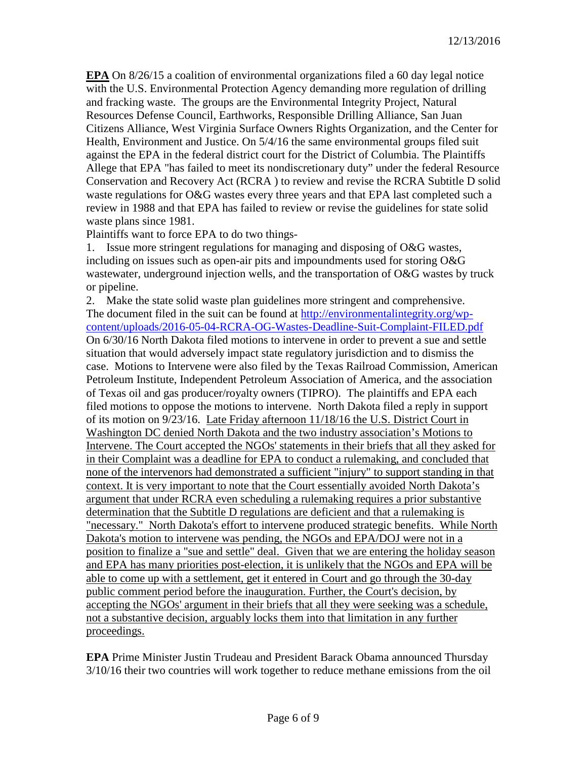**EPA** On 8/26/15 a coalition of environmental organizations filed a 60 day legal notice with the U.S. Environmental Protection Agency demanding more regulation of drilling and fracking waste. The groups are the Environmental Integrity Project, Natural Resources Defense Council, Earthworks, Responsible Drilling Alliance, San Juan Citizens Alliance, West Virginia Surface Owners Rights Organization, and the Center for Health, Environment and Justice. On 5/4/16 the same environmental groups filed suit against the EPA in the federal district court for the District of Columbia. The Plaintiffs Allege that EPA "has failed to meet its nondiscretionary duty" under the federal Resource Conservation and Recovery Act (RCRA ) to review and revise the RCRA Subtitle D solid waste regulations for O&G wastes every three years and that EPA last completed such a review in 1988 and that EPA has failed to review or revise the guidelines for state solid waste plans since 1981.

Plaintiffs want to force EPA to do two things-

1. Issue more stringent regulations for managing and disposing of O&G wastes, including on issues such as open-air pits and impoundments used for storing O&G wastewater, underground injection wells, and the transportation of O&G wastes by truck or pipeline.
2. Make the state solid waste plan guidelines more stringent and comprehensive.

The document filed in the suit can be found at http://environmentalintegrity.org/wp-content/uploads/2016-05-04-RCRA-OG-Wastes-Deadline-Suit-Complaint-FILED.pdf
On 6/30/16 North Dakota filed motions to intervene in order to prevent a sue and settle situation that would adversely impact state regulatory jurisdiction and to dismiss the case. Motions to Intervene were also filed by the Texas Railroad Commission, American Petroleum Institute, Independent Petroleum Association of America, and the association of Texas oil and gas producer/royalty owners (TIPRO). The plaintiffs and EPA each filed motions to oppose the motions to intervene. North Dakota filed a reply in support of its motion on 9/23/16. <u>Late Friday afternoon 11/18/16 the U.S. District Court in Washington DC denied North Dakota and the two industry association's Motions to Intervene. The Court accepted the NGOs' statements in their briefs that all they asked for in their Complaint was a deadline for EPA to conduct a rulemaking, and concluded that none of the intervenors had demonstrated a sufficient "injury" to support standing in that context. It is very important to note that the Court essentially avoided North Dakota's argument that under RCRA even scheduling a rulemaking requires a prior substantive determination that the Subtitle D regulations are deficient and that a rulemaking is "necessary." North Dakota's effort to intervene produced strategic benefits. While North Dakota's motion to intervene was pending, the NGOs and EPA/DOJ were not in a position to finalize a "sue and settle" deal. Given that we are entering the holiday season and EPA has many priorities post-election, it is unlikely that the NGOs and EPA will be able to come up with a settlement, get it entered in Court and go through the 30-day public comment period before the inauguration. Further, the Court's decision, by accepting the NGOs' argument in their briefs that all they were seeking was a schedule, not a substantive decision, arguably locks them into that limitation in any further proceedings.</u>

**EPA** Prime Minister Justin Trudeau and President Barack Obama announced Thursday 3/10/16 their two countries will work together to reduce methane emissions from the oil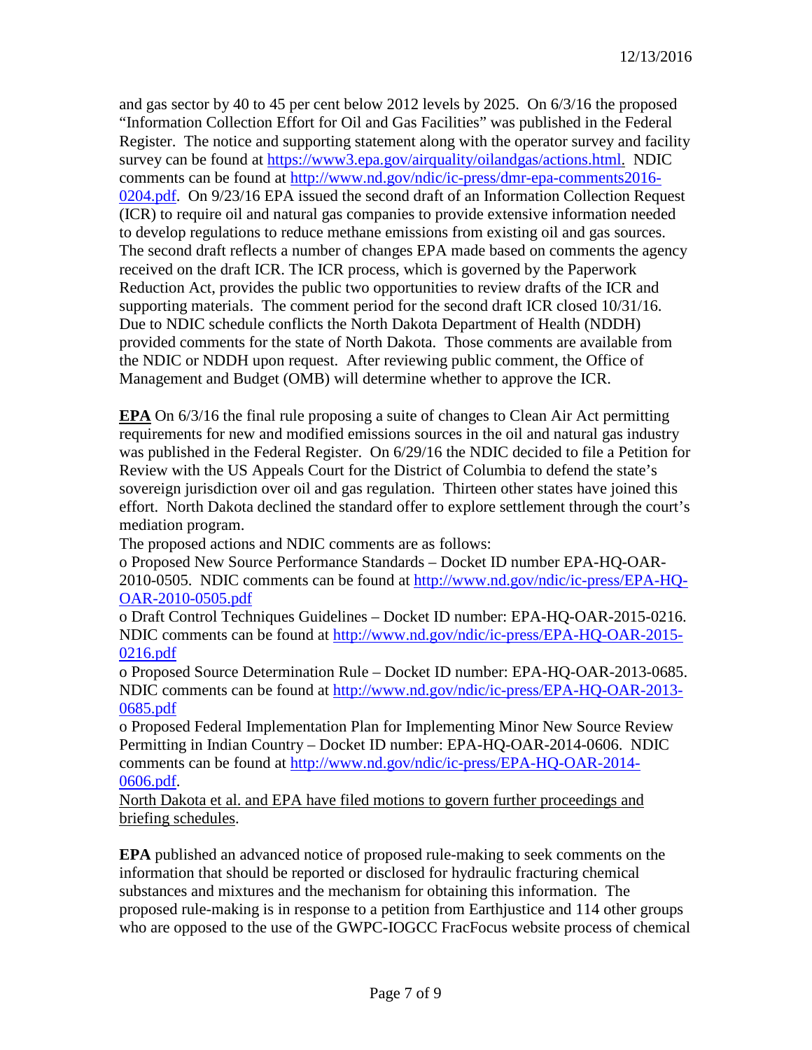and gas sector by 40 to 45 per cent below 2012 levels by 2025. On 6/3/16 the proposed "Information Collection Effort for Oil and Gas Facilities" was published in the Federal Register. The notice and supporting statement along with the operator survey and facility survey can be found at https://www3.epa.gov/airquality/oilandgas/actions.html. NDIC comments can be found at http://www.nd.gov/ndic/ic-press/dmr-epa-comments2016-0204.pdf. On 9/23/16 EPA issued the second draft of an Information Collection Request (ICR) to require oil and natural gas companies to provide extensive information needed to develop regulations to reduce methane emissions from existing oil and gas sources. The second draft reflects a number of changes EPA made based on comments the agency received on the draft ICR. The ICR process, which is governed by the Paperwork Reduction Act, provides the public two opportunities to review drafts of the ICR and supporting materials. The comment period for the second draft ICR closed 10/31/16. Due to NDIC schedule conflicts the North Dakota Department of Health (NDDH) provided comments for the state of North Dakota. Those comments are available from the NDIC or NDDH upon request. After reviewing public comment, the Office of Management and Budget (OMB) will determine whether to approve the ICR.

**EPA** On 6/3/16 the final rule proposing a suite of changes to Clean Air Act permitting requirements for new and modified emissions sources in the oil and natural gas industry was published in the Federal Register. On 6/29/16 the NDIC decided to file a Petition for Review with the US Appeals Court for the District of Columbia to defend the state's sovereign jurisdiction over oil and gas regulation. Thirteen other states have joined this effort. North Dakota declined the standard offer to explore settlement through the court's mediation program.

The proposed actions and NDIC comments are as follows:

- Proposed New Source Performance Standards – Docket ID number EPA-HQ-OAR-2010-0505. NDIC comments can be found at http://www.nd.gov/ndic/ic-press/EPA-HQ-OAR-2010-0505.pdf
- Draft Control Techniques Guidelines – Docket ID number: EPA-HQ-OAR-2015-0216. NDIC comments can be found at http://www.nd.gov/ndic/ic-press/EPA-HQ-OAR-2015-0216.pdf
- Proposed Source Determination Rule – Docket ID number: EPA-HQ-OAR-2013-0685. NDIC comments can be found at http://www.nd.gov/ndic/ic-press/EPA-HQ-OAR-2013-0685.pdf
- Proposed Federal Implementation Plan for Implementing Minor New Source Review Permitting in Indian Country – Docket ID number: EPA-HQ-OAR-2014-0606. NDIC comments can be found at http://www.nd.gov/ndic/ic-press/EPA-HQ-OAR-2014-0606.pdf.

North Dakota et al. and EPA have filed motions to govern further proceedings and briefing schedules.

**EPA** published an advanced notice of proposed rule-making to seek comments on the information that should be reported or disclosed for hydraulic fracturing chemical substances and mixtures and the mechanism for obtaining this information. The proposed rule-making is in response to a petition from Earthjustice and 114 other groups who are opposed to the use of the GWPC-IOGCC FracFocus website process of chemical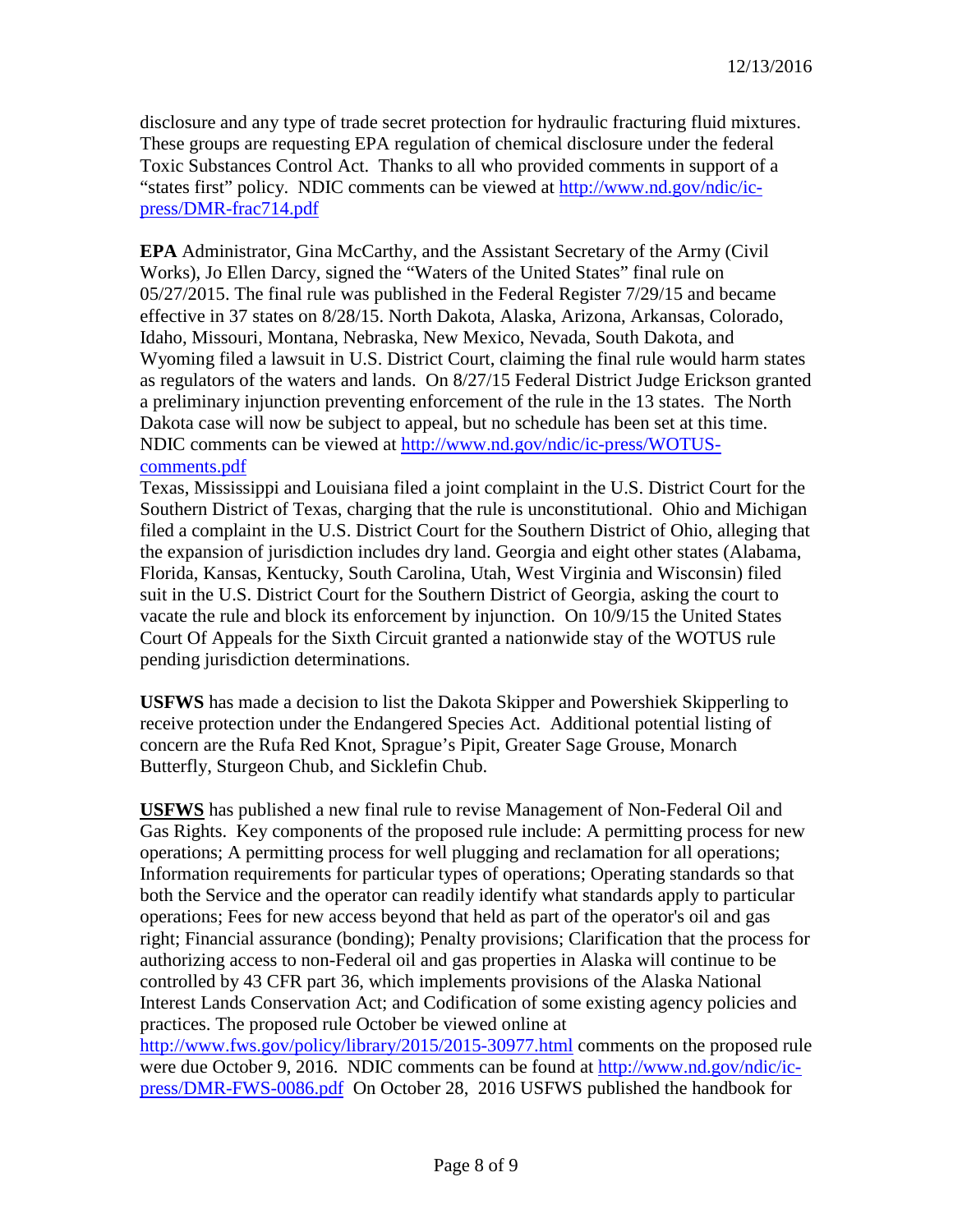disclosure and any type of trade secret protection for hydraulic fracturing fluid mixtures. These groups are requesting EPA regulation of chemical disclosure under the federal Toxic Substances Control Act. Thanks to all who provided comments in support of a "states first" policy. NDIC comments can be viewed at http://www.nd.gov/ndic/ic-press/DMR-frac714.pdf

**EPA** Administrator, Gina McCarthy, and the Assistant Secretary of the Army (Civil Works), Jo Ellen Darcy, signed the "Waters of the United States" final rule on 05/27/2015. The final rule was published in the Federal Register 7/29/15 and became effective in 37 states on 8/28/15. North Dakota, Alaska, Arizona, Arkansas, Colorado, Idaho, Missouri, Montana, Nebraska, New Mexico, Nevada, South Dakota, and Wyoming filed a lawsuit in U.S. District Court, claiming the final rule would harm states as regulators of the waters and lands. On 8/27/15 Federal District Judge Erickson granted a preliminary injunction preventing enforcement of the rule in the 13 states. The North Dakota case will now be subject to appeal, but no schedule has been set at this time. NDIC comments can be viewed at http://www.nd.gov/ndic/ic-press/WOTUS-comments.pdf
Texas, Mississippi and Louisiana filed a joint complaint in the U.S. District Court for the Southern District of Texas, charging that the rule is unconstitutional. Ohio and Michigan filed a complaint in the U.S. District Court for the Southern District of Ohio, alleging that the expansion of jurisdiction includes dry land. Georgia and eight other states (Alabama, Florida, Kansas, Kentucky, South Carolina, Utah, West Virginia and Wisconsin) filed suit in the U.S. District Court for the Southern District of Georgia, asking the court to vacate the rule and block its enforcement by injunction. On 10/9/15 the United States Court Of Appeals for the Sixth Circuit granted a nationwide stay of the WOTUS rule pending jurisdiction determinations.

**USFWS** has made a decision to list the Dakota Skipper and Powershiek Skipperling to receive protection under the Endangered Species Act. Additional potential listing of concern are the Rufa Red Knot, Sprague's Pipit, Greater Sage Grouse, Monarch Butterfly, Sturgeon Chub, and Sicklefin Chub.

**USFWS** has published a new final rule to revise Management of Non-Federal Oil and Gas Rights. Key components of the proposed rule include: A permitting process for new operations; A permitting process for well plugging and reclamation for all operations; Information requirements for particular types of operations; Operating standards so that both the Service and the operator can readily identify what standards apply to particular operations; Fees for new access beyond that held as part of the operator's oil and gas right; Financial assurance (bonding); Penalty provisions; Clarification that the process for authorizing access to non-Federal oil and gas properties in Alaska will continue to be controlled by 43 CFR part 36, which implements provisions of the Alaska National Interest Lands Conservation Act; and Codification of some existing agency policies and practices. The proposed rule October be viewed online at http://www.fws.gov/policy/library/2015/2015-30977.html comments on the proposed rule were due October 9, 2016. NDIC comments can be found at http://www.nd.gov/ndic/ic-press/DMR-FWS-0086.pdf On October 28, 2016 USFWS published the handbook for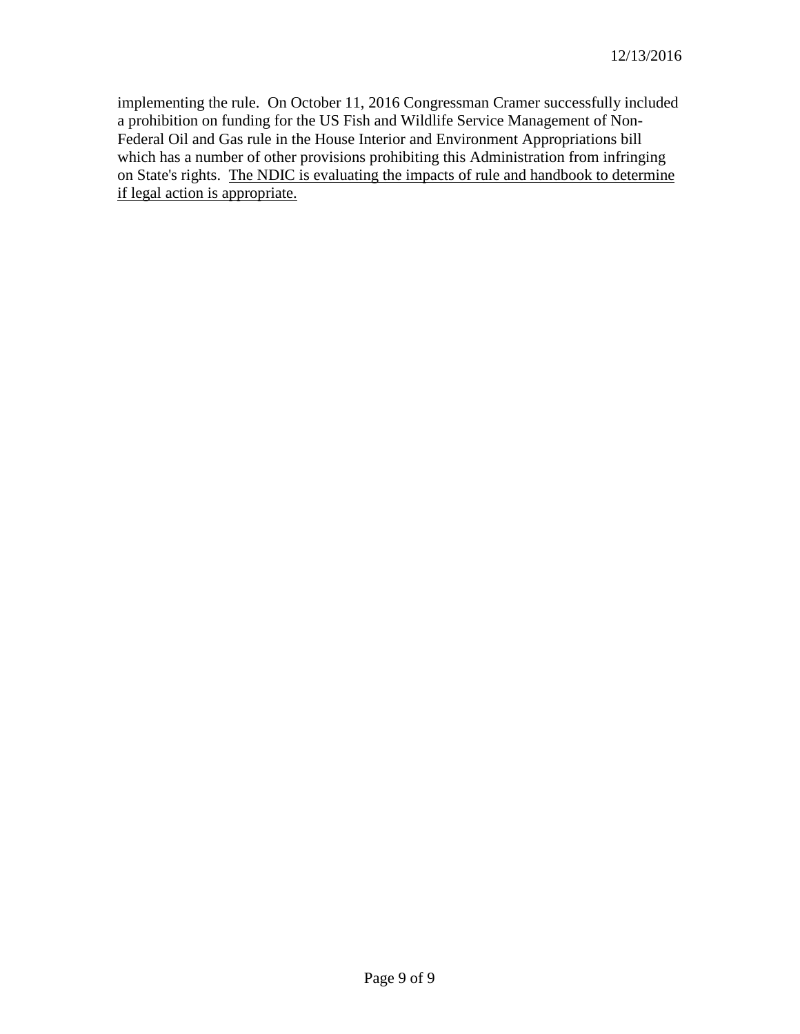implementing the rule. On October 11, 2016 Congressman Cramer successfully included a prohibition on funding for the US Fish and Wildlife Service Management of Non-Federal Oil and Gas rule in the House Interior and Environment Appropriations bill which has a number of other provisions prohibiting this Administration from infringing on State's rights. <u>The NDIC is evaluating the impacts of rule and handbook to determine if legal action is appropriate.</u>